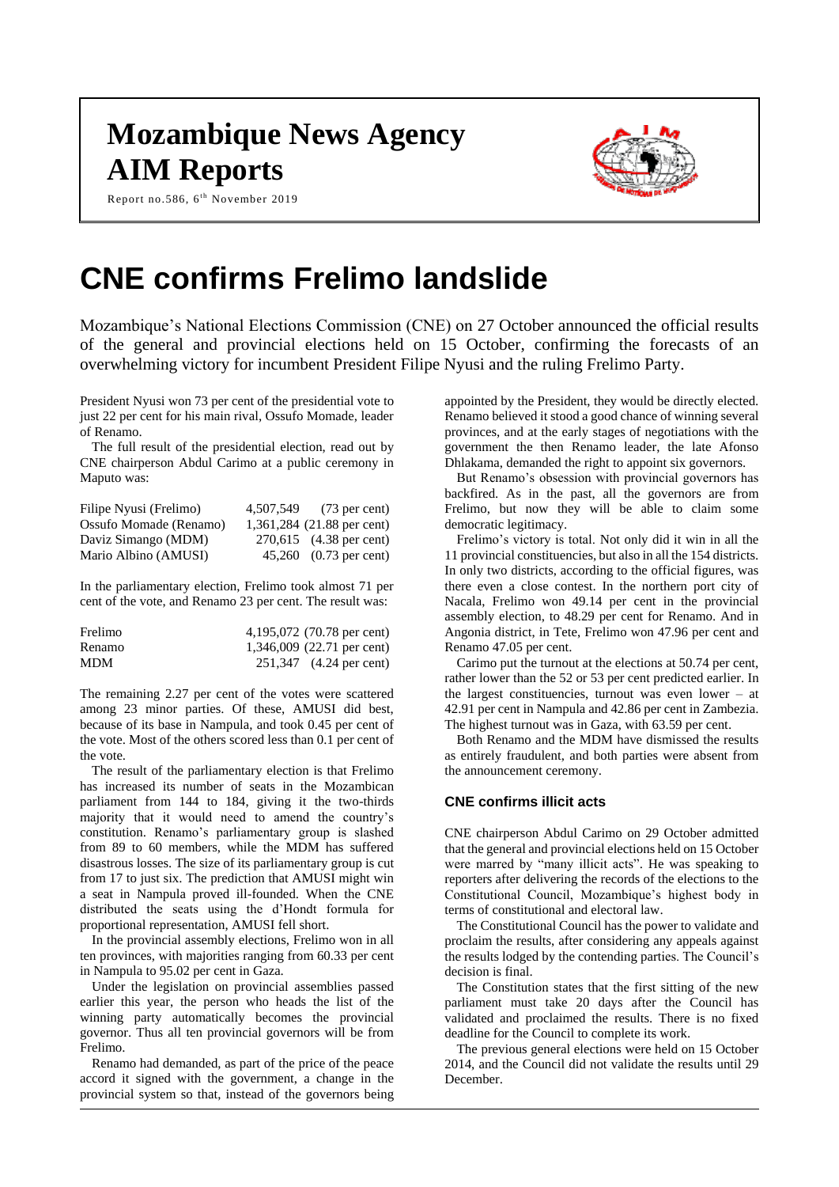# Mozambique News Agency
# AIM Reports

Report no.586, 6th November 2019

# CNE confirms Frelimo landslide

Mozambique's National Elections Commission (CNE) on 27 October announced the official results of the general and provincial elections held on 15 October, confirming the forecasts of an overwhelming victory for incumbent President Filipe Nyusi and the ruling Frelimo Party.

President Nyusi won 73 per cent of the presidential vote to just 22 per cent for his main rival, Ossufo Momade, leader of Renamo.

The full result of the presidential election, read out by CNE chairperson Abdul Carimo at a public ceremony in Maputo was:

| | | |
|---|---|---|
| Filipe Nyusi (Frelimo) | 4,507,549 | (73 per cent) |
| Ossufo Momade (Renamo) | 1,361,284 | (21.88 per cent) |
| Daviz Simango (MDM) | 270,615 | (4.38 per cent) |
| Mario Albino (AMUSI) | 45,260 | (0.73 per cent) |

In the parliamentary election, Frelimo took almost 71 per cent of the vote, and Renamo 23 per cent. The result was:

| | | |
|---|---|---|
| Frelimo | 4,195,072 | (70.78 per cent) |
| Renamo | 1,346,009 | (22.71 per cent) |
| MDM | 251,347 | (4.24 per cent) |

The remaining 2.27 per cent of the votes were scattered among 23 minor parties. Of these, AMUSI did best, because of its base in Nampula, and took 0.45 per cent of the vote. Most of the others scored less than 0.1 per cent of the vote.

The result of the parliamentary election is that Frelimo has increased its number of seats in the Mozambican parliament from 144 to 184, giving it the two-thirds majority that it would need to amend the country's constitution. Renamo's parliamentary group is slashed from 89 to 60 members, while the MDM has suffered disastrous losses. The size of its parliamentary group is cut from 17 to just six. The prediction that AMUSI might win a seat in Nampula proved ill-founded. When the CNE distributed the seats using the d'Hondt formula for proportional representation, AMUSI fell short.

In the provincial assembly elections, Frelimo won in all ten provinces, with majorities ranging from 60.33 per cent in Nampula to 95.02 per cent in Gaza.

Under the legislation on provincial assemblies passed earlier this year, the person who heads the list of the winning party automatically becomes the provincial governor. Thus all ten provincial governors will be from Frelimo.

Renamo had demanded, as part of the price of the peace accord it signed with the government, a change in the provincial system so that, instead of the governors being appointed by the President, they would be directly elected. Renamo believed it stood a good chance of winning several provinces, and at the early stages of negotiations with the government the then Renamo leader, the late Afonso Dhlakama, demanded the right to appoint six governors.

But Renamo's obsession with provincial governors has backfired. As in the past, all the governors are from Frelimo, but now they will be able to claim some democratic legitimacy.

Frelimo's victory is total. Not only did it win in all the 11 provincial constituencies, but also in all the 154 districts. In only two districts, according to the official figures, was there even a close contest. In the northern port city of Nacala, Frelimo won 49.14 per cent in the provincial assembly election, to 48.29 per cent for Renamo. And in Angonia district, in Tete, Frelimo won 47.96 per cent and Renamo 47.05 per cent.

Carimo put the turnout at the elections at 50.74 per cent, rather lower than the 52 or 53 per cent predicted earlier. In the largest constituencies, turnout was even lower – at 42.91 per cent in Nampula and 42.86 per cent in Zambezia. The highest turnout was in Gaza, with 63.59 per cent.

Both Renamo and the MDM have dismissed the results as entirely fraudulent, and both parties were absent from the announcement ceremony.

### CNE confirms illicit acts

CNE chairperson Abdul Carimo on 29 October admitted that the general and provincial elections held on 15 October were marred by "many illicit acts". He was speaking to reporters after delivering the records of the elections to the Constitutional Council, Mozambique's highest body in terms of constitutional and electoral law.

The Constitutional Council has the power to validate and proclaim the results, after considering any appeals against the results lodged by the contending parties. The Council's decision is final.

The Constitution states that the first sitting of the new parliament must take 20 days after the Council has validated and proclaimed the results. There is no fixed deadline for the Council to complete its work.

The previous general elections were held on 15 October 2014, and the Council did not validate the results until 29 December.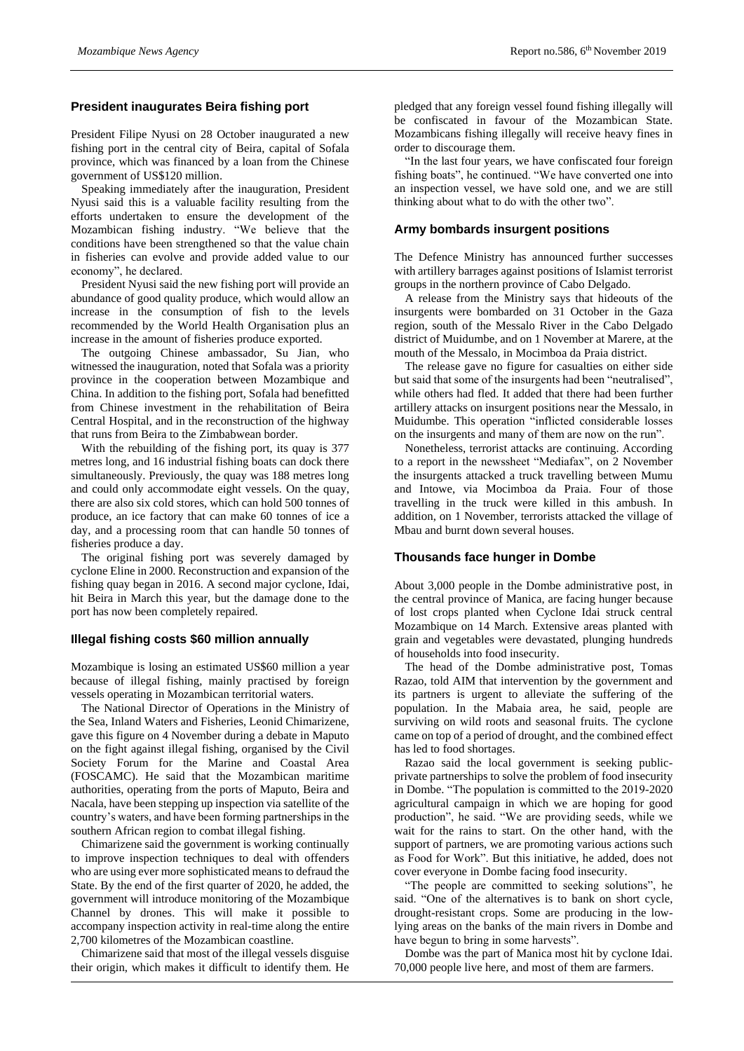## President inaugurates Beira fishing port

President Filipe Nyusi on 28 October inaugurated a new fishing port in the central city of Beira, capital of Sofala province, which was financed by a loan from the Chinese government of US$120 million.

Speaking immediately after the inauguration, President Nyusi said this is a valuable facility resulting from the efforts undertaken to ensure the development of the Mozambican fishing industry. "We believe that the conditions have been strengthened so that the value chain in fisheries can evolve and provide added value to our economy", he declared.

President Nyusi said the new fishing port will provide an abundance of good quality produce, which would allow an increase in the consumption of fish to the levels recommended by the World Health Organisation plus an increase in the amount of fisheries produce exported.

The outgoing Chinese ambassador, Su Jian, who witnessed the inauguration, noted that Sofala was a priority province in the cooperation between Mozambique and China. In addition to the fishing port, Sofala had benefitted from Chinese investment in the rehabilitation of Beira Central Hospital, and in the reconstruction of the highway that runs from Beira to the Zimbabwean border.

With the rebuilding of the fishing port, its quay is 377 metres long, and 16 industrial fishing boats can dock there simultaneously. Previously, the quay was 188 metres long and could only accommodate eight vessels. On the quay, there are also six cold stores, which can hold 500 tonnes of produce, an ice factory that can make 60 tonnes of ice a day, and a processing room that can handle 50 tonnes of fisheries produce a day.

The original fishing port was severely damaged by cyclone Eline in 2000. Reconstruction and expansion of the fishing quay began in 2016. A second major cyclone, Idai, hit Beira in March this year, but the damage done to the port has now been completely repaired.

## Illegal fishing costs $60 million annually

Mozambique is losing an estimated US$60 million a year because of illegal fishing, mainly practised by foreign vessels operating in Mozambican territorial waters.

The National Director of Operations in the Ministry of the Sea, Inland Waters and Fisheries, Leonid Chimarizene, gave this figure on 4 November during a debate in Maputo on the fight against illegal fishing, organised by the Civil Society Forum for the Marine and Coastal Area (FOSCAMC). He said that the Mozambican maritime authorities, operating from the ports of Maputo, Beira and Nacala, have been stepping up inspection via satellite of the country's waters, and have been forming partnerships in the southern African region to combat illegal fishing.

Chimarizene said the government is working continually to improve inspection techniques to deal with offenders who are using ever more sophisticated means to defraud the State. By the end of the first quarter of 2020, he added, the government will introduce monitoring of the Mozambique Channel by drones. This will make it possible to accompany inspection activity in real-time along the entire 2,700 kilometres of the Mozambican coastline.

Chimarizene said that most of the illegal vessels disguise their origin, which makes it difficult to identify them. He pledged that any foreign vessel found fishing illegally will be confiscated in favour of the Mozambican State. Mozambicans fishing illegally will receive heavy fines in order to discourage them.

"In the last four years, we have confiscated four foreign fishing boats", he continued. "We have converted one into an inspection vessel, we have sold one, and we are still thinking about what to do with the other two".

## Army bombards insurgent positions

The Defence Ministry has announced further successes with artillery barrages against positions of Islamist terrorist groups in the northern province of Cabo Delgado.

A release from the Ministry says that hideouts of the insurgents were bombarded on 31 October in the Gaza region, south of the Messalo River in the Cabo Delgado district of Muidumbe, and on 1 November at Marere, at the mouth of the Messalo, in Mocimboa da Praia district.

The release gave no figure for casualties on either side but said that some of the insurgents had been "neutralised", while others had fled. It added that there had been further artillery attacks on insurgent positions near the Messalo, in Muidumbe. This operation "inflicted considerable losses on the insurgents and many of them are now on the run".

Nonetheless, terrorist attacks are continuing. According to a report in the newssheet "Mediafax", on 2 November the insurgents attacked a truck travelling between Mumu and Intowe, via Mocimboa da Praia. Four of those travelling in the truck were killed in this ambush. In addition, on 1 November, terrorists attacked the village of Mbau and burnt down several houses.

## Thousands face hunger in Dombe

About 3,000 people in the Dombe administrative post, in the central province of Manica, are facing hunger because of lost crops planted when Cyclone Idai struck central Mozambique on 14 March. Extensive areas planted with grain and vegetables were devastated, plunging hundreds of households into food insecurity.

The head of the Dombe administrative post, Tomas Razao, told AIM that intervention by the government and its partners is urgent to alleviate the suffering of the population. In the Mabaia area, he said, people are surviving on wild roots and seasonal fruits. The cyclone came on top of a period of drought, and the combined effect has led to food shortages.

Razao said the local government is seeking public-private partnerships to solve the problem of food insecurity in Dombe. "The population is committed to the 2019-2020 agricultural campaign in which we are hoping for good production", he said. "We are providing seeds, while we wait for the rains to start. On the other hand, with the support of partners, we are promoting various actions such as Food for Work". But this initiative, he added, does not cover everyone in Dombe facing food insecurity.

"The people are committed to seeking solutions", he said. "One of the alternatives is to bank on short cycle, drought-resistant crops. Some are producing in the low-lying areas on the banks of the main rivers in Dombe and have begun to bring in some harvests".

Dombe was the part of Manica most hit by cyclone Idai. 70,000 people live here, and most of them are farmers.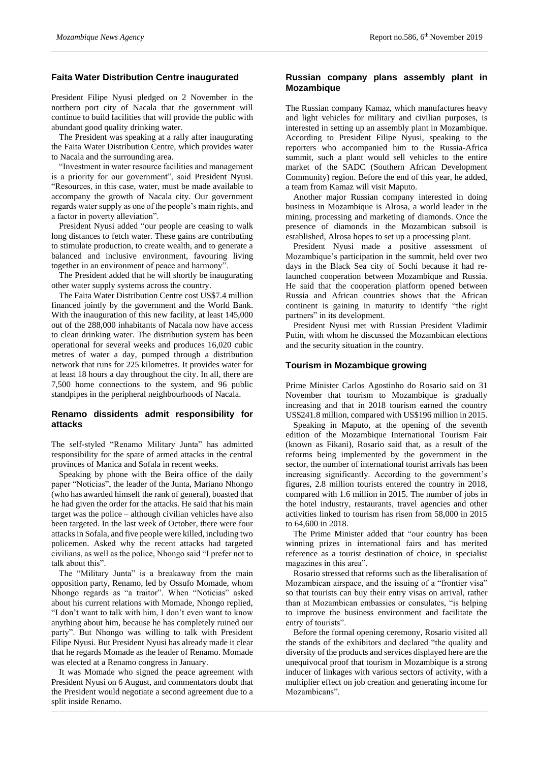## Faita Water Distribution Centre inaugurated

President Filipe Nyusi pledged on 2 November in the northern port city of Nacala that the government will continue to build facilities that will provide the public with abundant good quality drinking water.

The President was speaking at a rally after inaugurating the Faita Water Distribution Centre, which provides water to Nacala and the surrounding area.

"Investment in water resource facilities and management is a priority for our government", said President Nyusi. "Resources, in this case, water, must be made available to accompany the growth of Nacala city. Our government regards water supply as one of the people's main rights, and a factor in poverty alleviation".

President Nyusi added "our people are ceasing to walk long distances to fetch water. These gains are contributing to stimulate production, to create wealth, and to generate a balanced and inclusive environment, favouring living together in an environment of peace and harmony".

The President added that he will shortly be inaugurating other water supply systems across the country.

The Faita Water Distribution Centre cost US$7.4 million financed jointly by the government and the World Bank. With the inauguration of this new facility, at least 145,000 out of the 288,000 inhabitants of Nacala now have access to clean drinking water. The distribution system has been operational for several weeks and produces 16,020 cubic metres of water a day, pumped through a distribution network that runs for 225 kilometres. It provides water for at least 18 hours a day throughout the city. In all, there are 7,500 home connections to the system, and 96 public standpipes in the peripheral neighbourhoods of Nacala.

## Renamo dissidents admit responsibility for attacks

The self-styled "Renamo Military Junta" has admitted responsibility for the spate of armed attacks in the central provinces of Manica and Sofala in recent weeks.

Speaking by phone with the Beira office of the daily paper "Noticias", the leader of the Junta, Mariano Nhongo (who has awarded himself the rank of general), boasted that he had given the order for the attacks. He said that his main target was the police – although civilian vehicles have also been targeted. In the last week of October, there were four attacks in Sofala, and five people were killed, including two policemen. Asked why the recent attacks had targeted civilians, as well as the police, Nhongo said "I prefer not to talk about this".

The "Military Junta" is a breakaway from the main opposition party, Renamo, led by Ossufo Momade, whom Nhongo regards as "a traitor". When "Noticias" asked about his current relations with Momade, Nhongo replied, "I don't want to talk with him, I don't even want to know anything about him, because he has completely ruined our party". But Nhongo was willing to talk with President Filipe Nyusi. But President Nyusi has already made it clear that he regards Momade as the leader of Renamo. Momade was elected at a Renamo congress in January.

It was Momade who signed the peace agreement with President Nyusi on 6 August, and commentators doubt that the President would negotiate a second agreement due to a split inside Renamo.

## Russian company plans assembly plant in Mozambique

The Russian company Kamaz, which manufactures heavy and light vehicles for military and civilian purposes, is interested in setting up an assembly plant in Mozambique. According to President Filipe Nyusi, speaking to the reporters who accompanied him to the Russia-Africa summit, such a plant would sell vehicles to the entire market of the SADC (Southern African Development Community) region. Before the end of this year, he added, a team from Kamaz will visit Maputo.

Another major Russian company interested in doing business in Mozambique is Alrosa, a world leader in the mining, processing and marketing of diamonds. Once the presence of diamonds in the Mozambican subsoil is established, Alrosa hopes to set up a processing plant.

President Nyusi made a positive assessment of Mozambique's participation in the summit, held over two days in the Black Sea city of Sochi because it had re-launched cooperation between Mozambique and Russia. He said that the cooperation platform opened between Russia and African countries shows that the African continent is gaining in maturity to identify "the right partners" in its development.

President Nyusi met with Russian President Vladimir Putin, with whom he discussed the Mozambican elections and the security situation in the country.

## Tourism in Mozambique growing

Prime Minister Carlos Agostinho do Rosario said on 31 November that tourism to Mozambique is gradually increasing and that in 2018 tourism earned the country US$241.8 million, compared with US$196 million in 2015.

Speaking in Maputo, at the opening of the seventh edition of the Mozambique International Tourism Fair (known as Fikani), Rosario said that, as a result of the reforms being implemented by the government in the sector, the number of international tourist arrivals has been increasing significantly. According to the government's figures, 2.8 million tourists entered the country in 2018, compared with 1.6 million in 2015. The number of jobs in the hotel industry, restaurants, travel agencies and other activities linked to tourism has risen from 58,000 in 2015 to 64,600 in 2018.

The Prime Minister added that "our country has been winning prizes in international fairs and has merited reference as a tourist destination of choice, in specialist magazines in this area".

Rosario stressed that reforms such as the liberalisation of Mozambican airspace, and the issuing of a "frontier visa" so that tourists can buy their entry visas on arrival, rather than at Mozambican embassies or consulates, "is helping to improve the business environment and facilitate the entry of tourists".

Before the formal opening ceremony, Rosario visited all the stands of the exhibitors and declared "the quality and diversity of the products and services displayed here are the unequivocal proof that tourism in Mozambique is a strong inducer of linkages with various sectors of activity, with a multiplier effect on job creation and generating income for Mozambicans".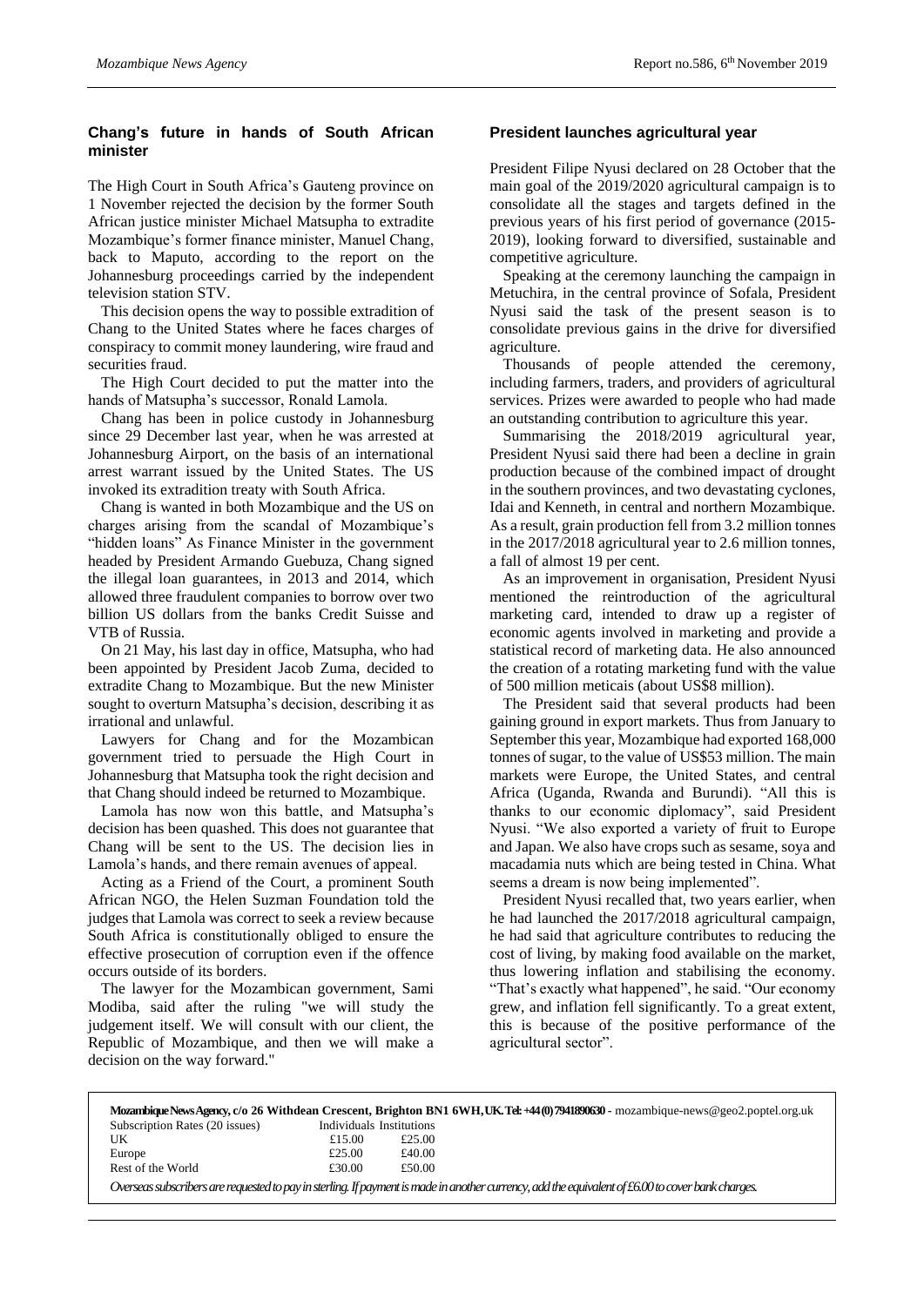## Chang's future in hands of South African minister

The High Court in South Africa's Gauteng province on 1 November rejected the decision by the former South African justice minister Michael Matsupha to extradite Mozambique's former finance minister, Manuel Chang, back to Maputo, according to the report on the Johannesburg proceedings carried by the independent television station STV.

This decision opens the way to possible extradition of Chang to the United States where he faces charges of conspiracy to commit money laundering, wire fraud and securities fraud.

The High Court decided to put the matter into the hands of Matsupha's successor, Ronald Lamola.

Chang has been in police custody in Johannesburg since 29 December last year, when he was arrested at Johannesburg Airport, on the basis of an international arrest warrant issued by the United States. The US invoked its extradition treaty with South Africa.

Chang is wanted in both Mozambique and the US on charges arising from the scandal of Mozambique's "hidden loans" As Finance Minister in the government headed by President Armando Guebuza, Chang signed the illegal loan guarantees, in 2013 and 2014, which allowed three fraudulent companies to borrow over two billion US dollars from the banks Credit Suisse and VTB of Russia.

On 21 May, his last day in office, Matsupha, who had been appointed by President Jacob Zuma, decided to extradite Chang to Mozambique. But the new Minister sought to overturn Matsupha's decision, describing it as irrational and unlawful.

Lawyers for Chang and for the Mozambican government tried to persuade the High Court in Johannesburg that Matsupha took the right decision and that Chang should indeed be returned to Mozambique.

Lamola has now won this battle, and Matsupha's decision has been quashed. This does not guarantee that Chang will be sent to the US. The decision lies in Lamola's hands, and there remain avenues of appeal.

Acting as a Friend of the Court, a prominent South African NGO, the Helen Suzman Foundation told the judges that Lamola was correct to seek a review because South Africa is constitutionally obliged to ensure the effective prosecution of corruption even if the offence occurs outside of its borders.

The lawyer for the Mozambican government, Sami Modiba, said after the ruling "we will study the judgement itself. We will consult with our client, the Republic of Mozambique, and then we will make a decision on the way forward."

## President launches agricultural year

President Filipe Nyusi declared on 28 October that the main goal of the 2019/2020 agricultural campaign is to consolidate all the stages and targets defined in the previous years of his first period of governance (2015-2019), looking forward to diversified, sustainable and competitive agriculture.

Speaking at the ceremony launching the campaign in Metuchira, in the central province of Sofala, President Nyusi said the task of the present season is to consolidate previous gains in the drive for diversified agriculture.

Thousands of people attended the ceremony, including farmers, traders, and providers of agricultural services. Prizes were awarded to people who had made an outstanding contribution to agriculture this year.

Summarising the 2018/2019 agricultural year, President Nyusi said there had been a decline in grain production because of the combined impact of drought in the southern provinces, and two devastating cyclones, Idai and Kenneth, in central and northern Mozambique. As a result, grain production fell from 3.2 million tonnes in the 2017/2018 agricultural year to 2.6 million tonnes, a fall of almost 19 per cent.

As an improvement in organisation, President Nyusi mentioned the reintroduction of the agricultural marketing card, intended to draw up a register of economic agents involved in marketing and provide a statistical record of marketing data. He also announced the creation of a rotating marketing fund with the value of 500 million meticais (about US$8 million).

The President said that several products had been gaining ground in export markets. Thus from January to September this year, Mozambique had exported 168,000 tonnes of sugar, to the value of US$53 million. The main markets were Europe, the United States, and central Africa (Uganda, Rwanda and Burundi). "All this is thanks to our economic diplomacy", said President Nyusi. "We also exported a variety of fruit to Europe and Japan. We also have crops such as sesame, soya and macadamia nuts which are being tested in China. What seems a dream is now being implemented".

President Nyusi recalled that, two years earlier, when he had launched the 2017/2018 agricultural campaign, he had said that agriculture contributes to reducing the cost of living, by making food available on the market, thus lowering inflation and stabilising the economy. "That's exactly what happened", he said. "Our economy grew, and inflation fell significantly. To a great extent, this is because of the positive performance of the agricultural sector".

---

**Mozambique News Agency, c/o 26 Withdean Crescent, Brighton BN1 6WH, UK. Tel: +44 (0) 7941890630** - mozambique-news@geo2.poptel.org.uk

| Subscription Rates (20 issues) | Individuals | Institutions |
|---|---|---|
| UK | £15.00 | £25.00 |
| Europe | £25.00 | £40.00 |
| Rest of the World | £30.00 | £50.00 |

*Overseas subscribers are requested to pay in sterling. If payment is made in another currency, add the equivalent of £6.00 to cover bank charges.*